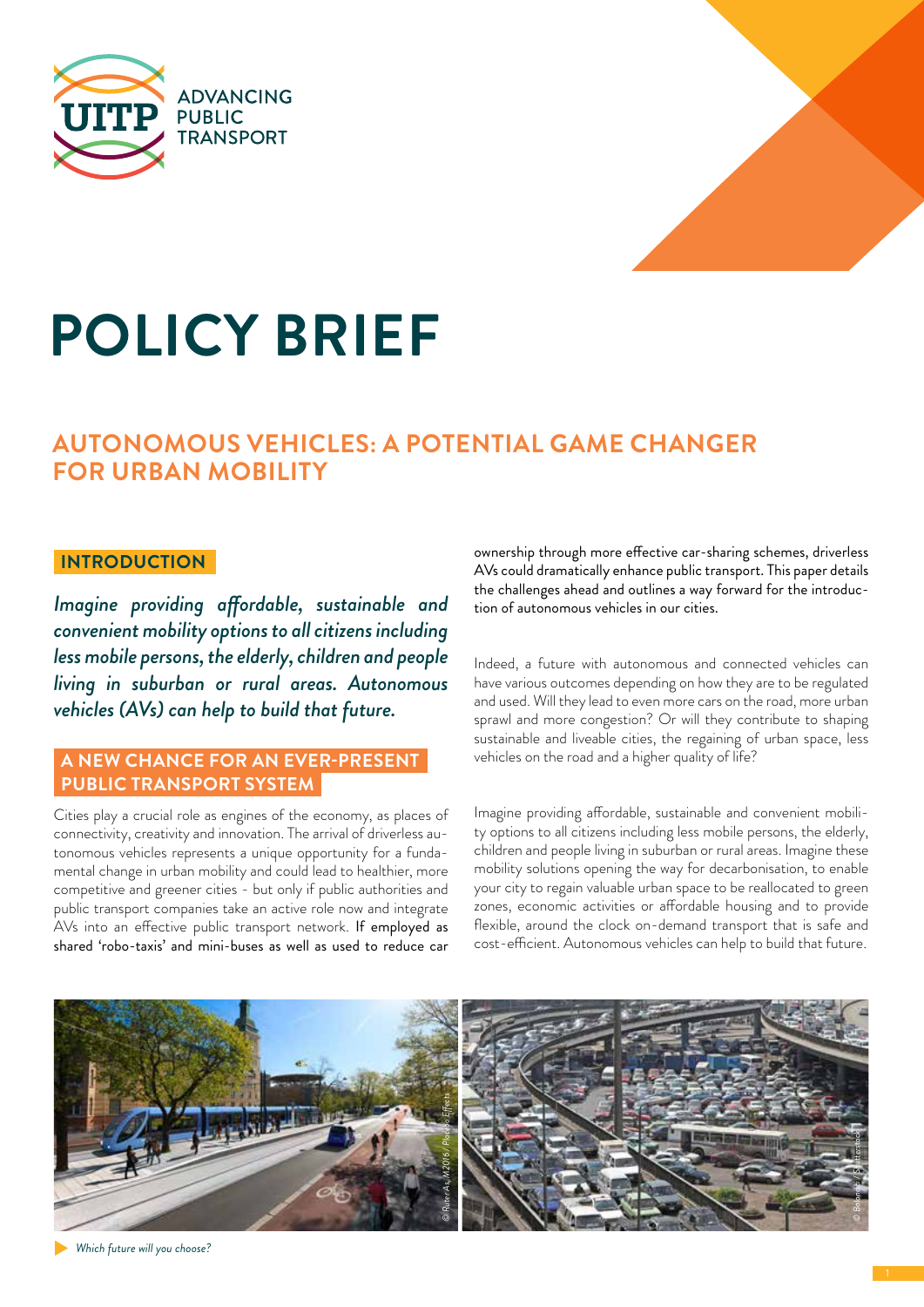ADVANCING PUBLIC TRANSPORT

# POLICY BRIEF

## AUTONOMOUS VEHICLES: A POTENTIAL GAME CHANGER FOR URBAN MOBILITY

### INTRODUCTION

***Imagine providing affordable, sustainable and convenient mobility options to all citizens including less mobile persons, the elderly, children and people living in suburban or rural areas. Autonomous vehicles (AVs) can help to build that future.***

### A NEW CHANCE FOR AN EVER-PRESENT PUBLIC TRANSPORT SYSTEM

Cities play a crucial role as engines of the economy, as places of connectivity, creativity and innovation. The arrival of driverless autonomous vehicles represents a unique opportunity for a fundamental change in urban mobility and could lead to healthier, more competitive and greener cities - but only if public authorities and public transport companies take an active role now and integrate AVs into an effective public transport network. If employed as shared 'robo-taxis' and mini-buses as well as used to reduce car ownership through more effective car-sharing schemes, driverless AVs could dramatically enhance public transport. This paper details the challenges ahead and outlines a way forward for the introduction of autonomous vehicles in our cities.

Indeed, a future with autonomous and connected vehicles can have various outcomes depending on how they are to be regulated and used. Will they lead to even more cars on the road, more urban sprawl and more congestion? Or will they contribute to shaping sustainable and liveable cities, the regaining of urban space, less vehicles on the road and a higher quality of life?

Imagine providing affordable, sustainable and convenient mobility options to all citizens including less mobile persons, the elderly, children and people living in suburban or rural areas. Imagine these mobility solutions opening the way for decarbonisation, to enable your city to regain valuable urban space to be reallocated to green zones, economic activities or affordable housing and to provide flexible, around the clock on-demand transport that is safe and cost-efficient. Autonomous vehicles can help to build that future.

© Ruter As, M 2016 / Placebo Effects

© Bolanos / Shutterstock

*Which future will you choose?*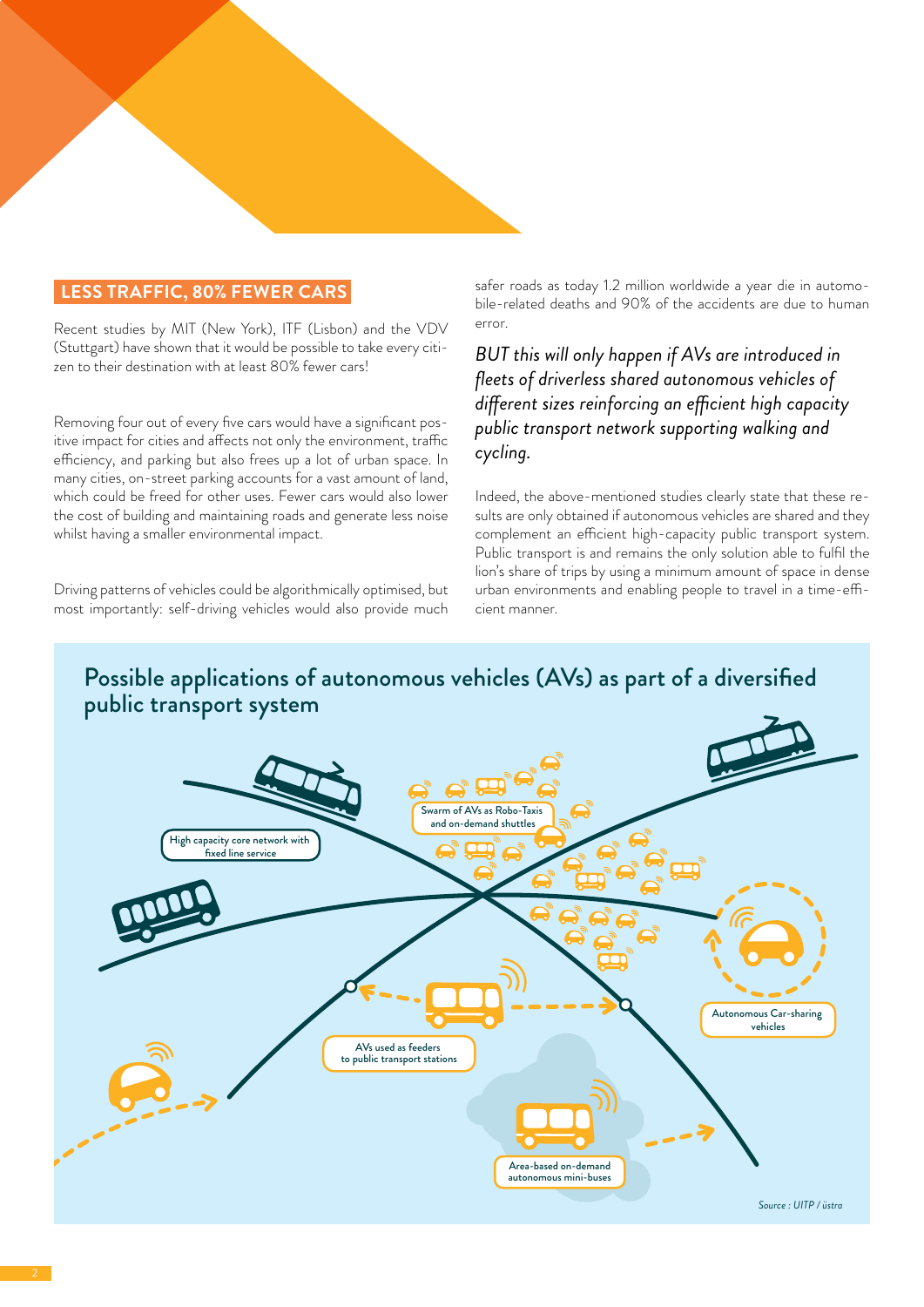## LESS TRAFFIC, 80% FEWER CARS

Recent studies by MIT (New York), ITF (Lisbon) and the VDV (Stuttgart) have shown that it would be possible to take every citizen to their destination with at least 80% fewer cars!

Removing four out of every five cars would have a significant positive impact for cities and affects not only the environment, traffic efficiency, and parking but also frees up a lot of urban space. In many cities, on-street parking accounts for a vast amount of land, which could be freed for other uses. Fewer cars would also lower the cost of building and maintaining roads and generate less noise whilst having a smaller environmental impact.

Driving patterns of vehicles could be algorithmically optimised, but most importantly: self-driving vehicles would also provide much safer roads as today 1.2 million worldwide a year die in automobile-related deaths and 90% of the accidents are due to human error.

*BUT this will only happen if AVs are introduced in fleets of driverless shared autonomous vehicles of different sizes reinforcing an efficient high capacity public transport network supporting walking and cycling.*

Indeed, the above-mentioned studies clearly state that these results are only obtained if autonomous vehicles are shared and they complement an efficient high-capacity public transport system. Public transport is and remains the only solution able to fulfil the lion's share of trips by using a minimum amount of space in dense urban environments and enabling people to travel in a time-efficient manner.

### Possible applications of autonomous vehicles (AVs) as part of a diversified public transport system

Swarm of AVs as Robo-Taxis and on-demand shuttles

High capacity core network with fixed line service

Autonomous Car-sharing vehicles

AVs used as feeders to public transport stations

Area-based on-demand autonomous mini-buses

*Source : UITP / üstra*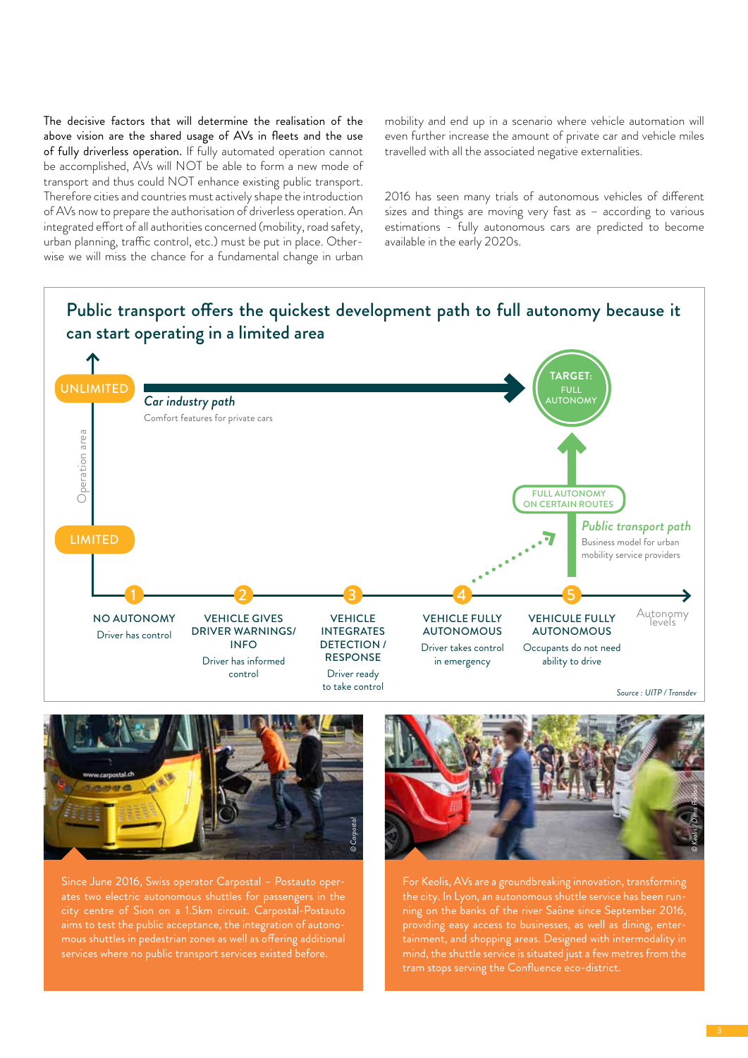**The decisive factors that will determine the realisation of the above vision are the shared usage of AVs in fleets and the use of fully driverless operation.** If fully automated operation cannot be accomplished, AVs will NOT be able to form a new mode of transport and thus could NOT enhance existing public transport. Therefore cities and countries must actively shape the introduction of AVs now to prepare the authorisation of driverless operation. An integrated effort of all authorities concerned (mobility, road safety, urban planning, traffic control, etc.) must be put in place. Otherwise we will miss the chance for a fundamental change in urban mobility and end up in a scenario where vehicle automation will even further increase the amount of private car and vehicle miles travelled with all the associated negative externalities.

2016 has seen many trials of autonomous vehicles of different sizes and things are moving very fast as – according to various estimations - fully autonomous cars are predicted to become available in the early 2020s.

## Public transport offers the quickest development path to full autonomy because it can start operating in a limited area

UNLIMITED

LIMITED

Operation area

*Car industry path*
Comfort features for private cars

TARGET: FULL AUTONOMY

FULL AUTONOMY ON CERTAIN ROUTES

*Public transport path*
Business model for urban mobility service providers

Autonomy levels

1 NO AUTONOMY
Driver has control

2 VEHICLE GIVES DRIVER WARNINGS/ INFO
Driver has informed control

3 VEHICLE INTEGRATES DETECTION / RESPONSE
Driver ready to take control

4 VEHICLE FULLY AUTONOMOUS
Driver takes control in emergency

5 VEHICULE FULLY AUTONOMOUS
Occupants do not need ability to drive

*Source : UITP / Transdev*

© Carpostal

Since June 2016, Swiss operator Carpostal – Postauto operates two electric autonomous shuttles for passengers in the city centre of Sion on a 1.5km circuit. Carpostal-Postauto aims to test the public acceptance, the integration of autonomous shuttles in pedestrian zones as well as offering additional services where no public transport services existed before.

© Keolis / Denis Pollard

For Keolis, AVs are a groundbreaking innovation, transforming the city. In Lyon, an autonomous shuttle service has been running on the banks of the river Saône since September 2016, providing easy access to businesses, as well as dining, entertainment, and shopping areas. Designed with intermodality in mind, the shuttle service is situated just a few metres from the tram stops serving the Confluence eco-district.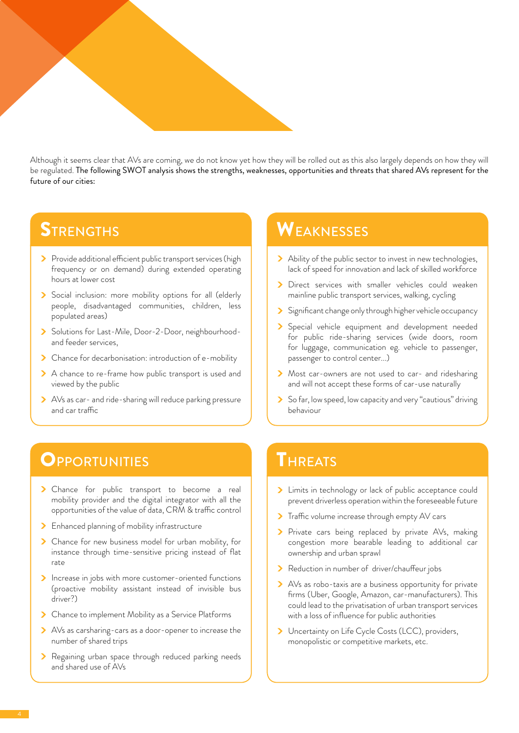Although it seems clear that AVs are coming, we do not know yet how they will be rolled out as this also largely depends on how they will be regulated. The following SWOT analysis shows the strengths, weaknesses, opportunities and threats that shared AVs represent for the future of our cities:

## Strengths

- Provide additional efficient public transport services (high frequency or on demand) during extended operating hours at lower cost
- Social inclusion: more mobility options for all (elderly people, disadvantaged communities, children, less populated areas)
- Solutions for Last-Mile, Door-2-Door, neighbourhood- and feeder services,
- Chance for decarbonisation: introduction of e-mobility
- A chance to re-frame how public transport is used and viewed by the public
- AVs as car- and ride-sharing will reduce parking pressure and car traffic

## Weaknesses

- Ability of the public sector to invest in new technologies, lack of speed for innovation and lack of skilled workforce
- Direct services with smaller vehicles could weaken mainline public transport services, walking, cycling
- Significant change only through higher vehicle occupancy
- Special vehicle equipment and development needed for public ride-sharing services (wide doors, room for luggage, communication eg. vehicle to passenger, passenger to control center…)
- Most car-owners are not used to car- and ridesharing and will not accept these forms of car-use naturally
- So far, low speed, low capacity and very "cautious" driving behaviour

## Opportunities

- Chance for public transport to become a real mobility provider and the digital integrator with all the opportunities of the value of data, CRM & traffic control
- Enhanced planning of mobility infrastructure
- Chance for new business model for urban mobility, for instance through time-sensitive pricing instead of flat rate
- Increase in jobs with more customer-oriented functions (proactive mobility assistant instead of invisible bus driver?)
- Chance to implement Mobility as a Service Platforms
- AVs as carsharing-cars as a door-opener to increase the number of shared trips
- Regaining urban space through reduced parking needs and shared use of AVs

## Threats

- Limits in technology or lack of public acceptance could prevent driverless operation within the foreseeable future
- Traffic volume increase through empty AV cars
- Private cars being replaced by private AVs, making congestion more bearable leading to additional car ownership and urban sprawl
- Reduction in number of driver/chauffeur jobs
- AVs as robo-taxis are a business opportunity for private firms (Uber, Google, Amazon, car-manufacturers). This could lead to the privatisation of urban transport services with a loss of influence for public authorities
- Uncertainty on Life Cycle Costs (LCC), providers, monopolistic or competitive markets, etc.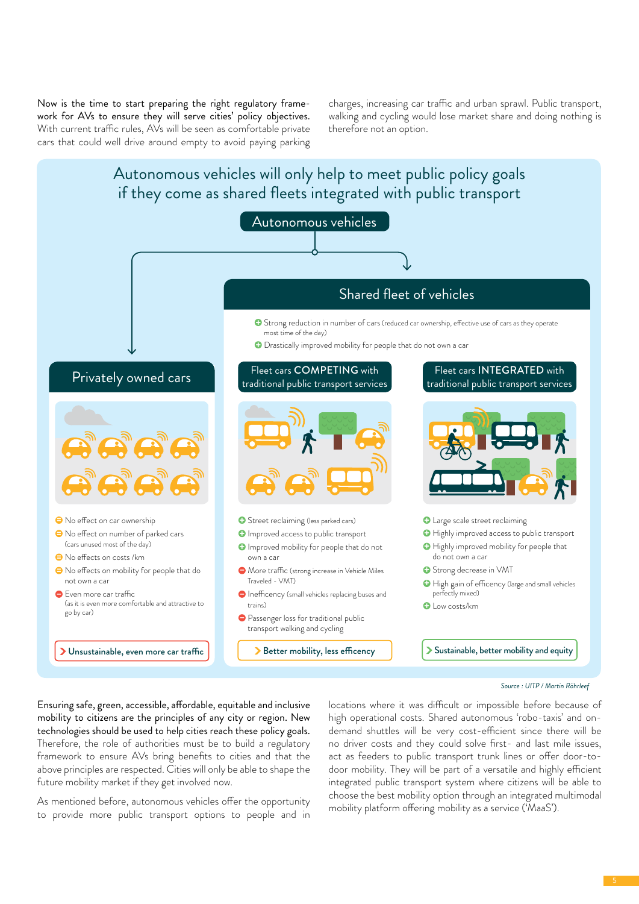Now is the time to start preparing the right regulatory framework for AVs to ensure they will serve cities' policy objectives. With current traffic rules, AVs will be seen as comfortable private cars that could well drive around empty to avoid paying parking charges, increasing car traffic and urban sprawl. Public transport, walking and cycling would lose market share and doing nothing is therefore not an option.

## Autonomous vehicles will only help to meet public policy goals if they come as shared fleets integrated with public transport

**Autonomous vehicles**

### Shared fleet of vehicles

- Strong reduction in number of cars (reduced car ownership, effective use of cars as they operate most time of the day)
- Drastically improved mobility for people that do not own a car

### Privately owned cars

- No effect on car ownership
- No effect on number of parked cars (cars unused most of the day)
- No effects on costs /km
- No effects on mobility for people that do not own a car
- Even more car traffic (as it is even more comfortable and attractive to go by car)

> **Unsustainable, even more car traffic**

### Fleet cars COMPETING with traditional public transport services

- Street reclaiming (less parked cars)
- Improved access to public transport
- Improved mobility for people that do not own a car
- More traffic (strong increase in Vehicle Miles Traveled - VMT)
- Inefficiency (small vehicles replacing buses and trains)
- Passenger loss for traditional public transport walking and cycling

> **Better mobility, less efficency**

### Fleet cars INTEGRATED with traditional public transport services

- Large scale street reclaiming
- Highly improved access to public transport
- Highly improved mobility for people that do not own a car
- Strong decrease in VMT
- High gain of efficency (large and small vehicles perfectly mixed)
- Low costs/km

> **Sustainable, better mobility and equity**

*Source : UITP / Martin Röhrleef*

Ensuring safe, green, accessible, affordable, equitable and inclusive mobility to citizens are the principles of any city or region. New technologies should be used to help cities reach these policy goals. Therefore, the role of authorities must be to build a regulatory framework to ensure AVs bring benefits to cities and that the above principles are respected. Cities will only be able to shape the future mobility market if they get involved now.

As mentioned before, autonomous vehicles offer the opportunity to provide more public transport options to people and in locations where it was difficult or impossible before because of high operational costs. Shared autonomous 'robo-taxis' and on-demand shuttles will be very cost-efficient since there will be no driver costs and they could solve first- and last mile issues, act as feeders to public transport trunk lines or offer door-to-door mobility. They will be part of a versatile and highly efficient integrated public transport system where citizens will be able to choose the best mobility option through an integrated multimodal mobility platform offering mobility as a service ('MaaS').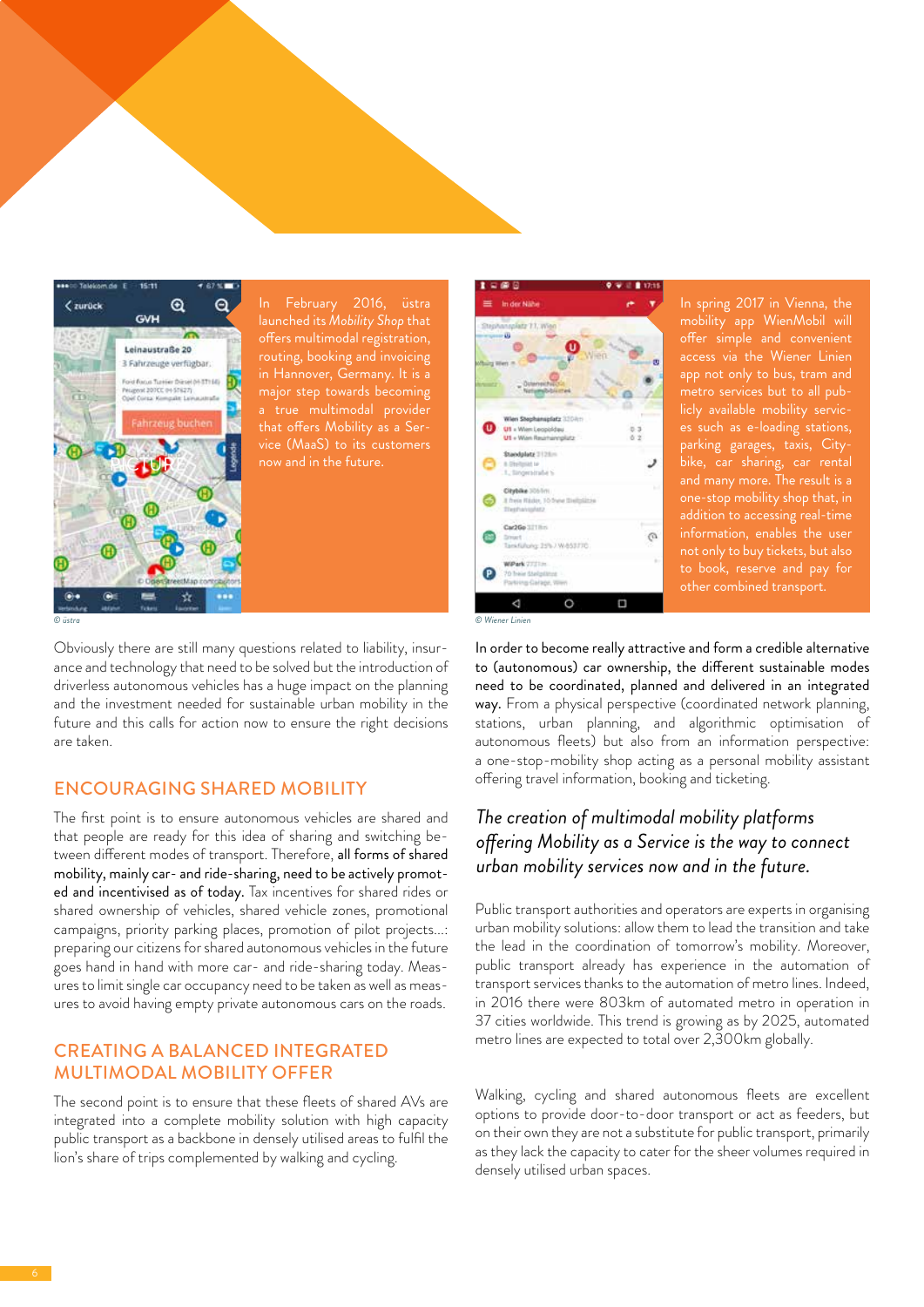In February 2016, üstra launched its *Mobility Shop* that offers multimodal registration, routing, booking and invoicing in Hannover, Germany. It is a major step towards becoming a true multimodal provider that offers Mobility as a Service (MaaS) to its customers now and in the future.

© üstra

In spring 2017 in Vienna, the mobility app WienMobil will offer simple and convenient access via the Wiener Linien app not only to bus, tram and metro services but to all publicly available mobility services such as e-loading stations, parking garages, taxis, City-bike, car sharing, car rental and many more. The result is a one-stop mobility shop that, in addition to accessing real-time information, enables the user not only to buy tickets, but also to book, reserve and pay for other combined transport.

© Wiener Linien

Obviously there are still many questions related to liability, insurance and technology that need to be solved but the introduction of driverless autonomous vehicles has a huge impact on the planning and the investment needed for sustainable urban mobility in the future and this calls for action now to ensure the right decisions are taken.

## ENCOURAGING SHARED MOBILITY

The first point is to ensure autonomous vehicles are shared and that people are ready for this idea of sharing and switching between different modes of transport. Therefore, **all forms of shared mobility, mainly car- and ride-sharing, need to be actively promoted and incentivised as of today.** Tax incentives for shared rides or shared ownership of vehicles, shared vehicle zones, promotional campaigns, priority parking places, promotion of pilot projects...: preparing our citizens for shared autonomous vehicles in the future goes hand in hand with more car- and ride-sharing today. Measures to limit single car occupancy need to be taken as well as measures to avoid having empty private autonomous cars on the roads.

## CREATING A BALANCED INTEGRATED MULTIMODAL MOBILITY OFFER

The second point is to ensure that these fleets of shared AVs are integrated into a complete mobility solution with high capacity public transport as a backbone in densely utilised areas to fulfil the lion's share of trips complemented by walking and cycling.

**In order to become really attractive and form a credible alternative to (autonomous) car ownership, the different sustainable modes need to be coordinated, planned and delivered in an integrated way.** From a physical perspective (coordinated network planning, stations, urban planning, and algorithmic optimisation of autonomous fleets) but also from an information perspective: a one-stop-mobility shop acting as a personal mobility assistant offering travel information, booking and ticketing.

*The creation of multimodal mobility platforms offering Mobility as a Service is the way to connect urban mobility services now and in the future.*

Public transport authorities and operators are experts in organising urban mobility solutions: allow them to lead the transition and take the lead in the coordination of tomorrow's mobility. Moreover, public transport already has experience in the automation of transport services thanks to the automation of metro lines. Indeed, in 2016 there were 803km of automated metro in operation in 37 cities worldwide. This trend is growing as by 2025, automated metro lines are expected to total over 2,300km globally.

Walking, cycling and shared autonomous fleets are excellent options to provide door-to-door transport or act as feeders, but on their own they are not a substitute for public transport, primarily as they lack the capacity to cater for the sheer volumes required in densely utilised urban spaces.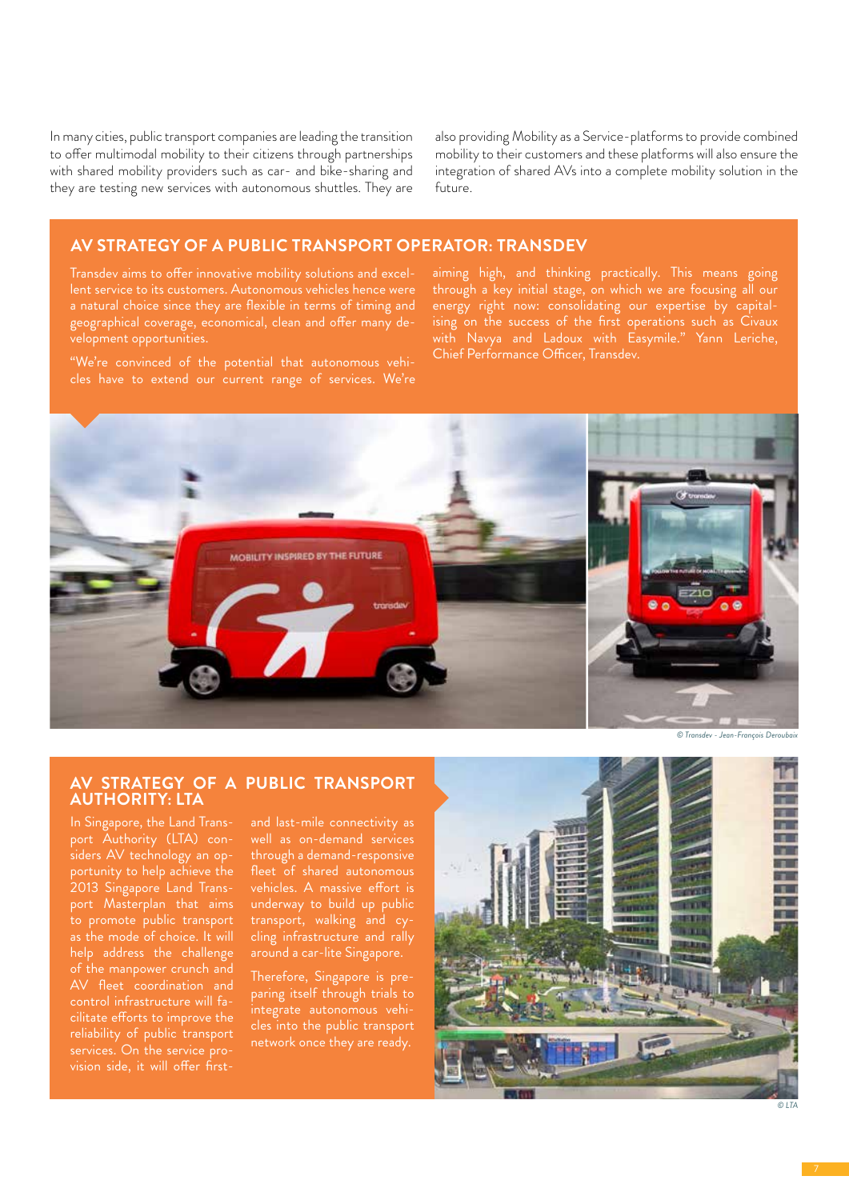In many cities, public transport companies are leading the transition to offer multimodal mobility to their citizens through partnerships with shared mobility providers such as car- and bike-sharing and they are testing new services with autonomous shuttles. They are also providing Mobility as a Service-platforms to provide combined mobility to their customers and these platforms will also ensure the integration of shared AVs into a complete mobility solution in the future.

## AV STRATEGY OF A PUBLIC TRANSPORT OPERATOR: TRANSDEV

Transdev aims to offer innovative mobility solutions and excellent service to its customers. Autonomous vehicles hence were a natural choice since they are flexible in terms of timing and geographical coverage, economical, clean and offer many development opportunities.

"We're convinced of the potential that autonomous vehicles have to extend our current range of services. We're aiming high, and thinking practically. This means going through a key initial stage, on which we are focusing all our energy right now: consolidating our expertise by capitalising on the success of the first operations such as Civaux with Navya and Ladoux with Easymile." Yann Leriche, Chief Performance Officer, Transdev.

© Transdev - Jean-François Deroubaix

## AV STRATEGY OF A PUBLIC TRANSPORT AUTHORITY: LTA

In Singapore, the Land Transport Authority (LTA) considers AV technology an opportunity to help achieve the 2013 Singapore Land Transport Masterplan that aims to promote public transport as the mode of choice. It will help address the challenge of the manpower crunch and AV fleet coordination and control infrastructure will facilitate efforts to improve the reliability of public transport services. On the service provision side, it will offer first- and last-mile connectivity as well as on-demand services through a demand-responsive fleet of shared autonomous vehicles. A massive effort is underway to build up public transport, walking and cycling infrastructure and rally around a car-lite Singapore.

Therefore, Singapore is preparing itself through trials to integrate autonomous vehicles into the public transport network once they are ready.

© LTA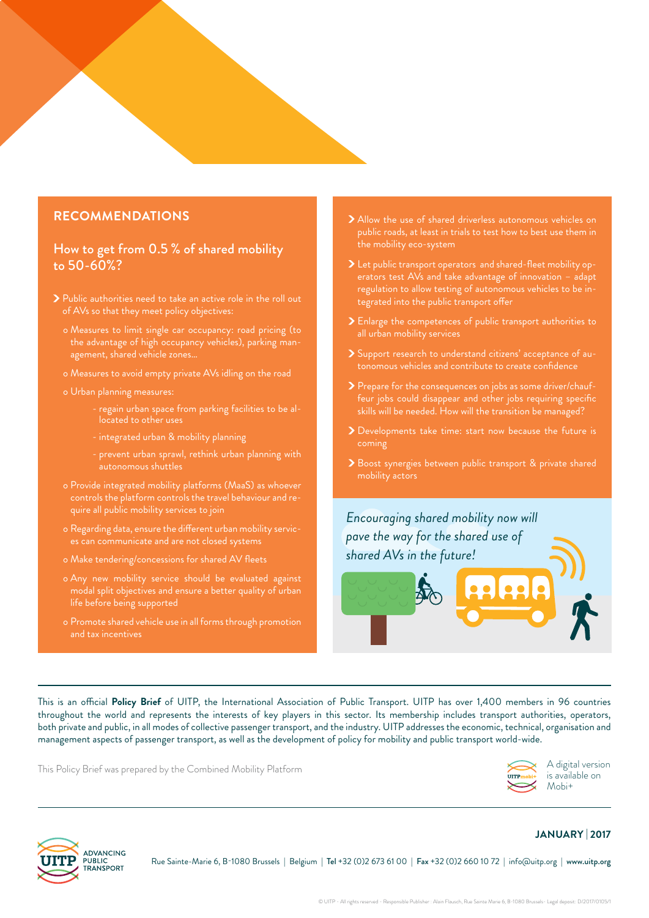## RECOMMENDATIONS

### How to get from 0.5 % of shared mobility to 50-60%?

- Public authorities need to take an active role in the roll out of AVs so that they meet policy objectives:
  - Measures to limit single car occupancy: road pricing (to the advantage of high occupancy vehicles), parking management, shared vehicle zones…
  - Measures to avoid empty private AVs idling on the road
  - Urban planning measures:
    - regain urban space from parking facilities to be allocated to other uses
    - integrated urban & mobility planning
    - prevent urban sprawl, rethink urban planning with autonomous shuttles
  - Provide integrated mobility platforms (MaaS) as whoever controls the platform controls the travel behaviour and require all public mobility services to join
  - Regarding data, ensure the different urban mobility services can communicate and are not closed systems
  - Make tendering/concessions for shared AV fleets
  - Any new mobility service should be evaluated against modal split objectives and ensure a better quality of urban life before being supported
  - Promote shared vehicle use in all forms through promotion and tax incentives
- Allow the use of shared driverless autonomous vehicles on public roads, at least in trials to test how to best use them in the mobility eco-system
- Let public transport operators and shared-fleet mobility operators test AVs and take advantage of innovation – adapt regulation to allow testing of autonomous vehicles to be integrated into the public transport offer
- Enlarge the competences of public transport authorities to all urban mobility services
- Support research to understand citizens' acceptance of autonomous vehicles and contribute to create confidence
- Prepare for the consequences on jobs as some driver/chauffeur jobs could disappear and other jobs requiring specific skills will be needed. How will the transition be managed?
- Developments take time: start now because the future is coming
- Boost synergies between public transport & private shared mobility actors

*Encouraging shared mobility now will pave the way for the shared use of shared AVs in the future!*

---

This is an official **Policy Brief** of UITP, the International Association of Public Transport. UITP has over 1,400 members in 96 countries throughout the world and represents the interests of key players in this sector. Its membership includes transport authorities, operators, both private and public, in all modes of collective passenger transport, and the industry. UITP addresses the economic, technical, organisation and management aspects of passenger transport, as well as the development of policy for mobility and public transport world-wide.

This Policy Brief was prepared by the Combined Mobility Platform

A digital version is available on Mobi+

**JANUARY | 2017**

UITP ADVANCING PUBLIC TRANSPORT

Rue Sainte-Marie 6, B-1080 Brussels | Belgium | **Tel** +32 (0)2 673 61 00 | **Fax** +32 (0)2 660 10 72 | info@uitp.org | **www.uitp.org**

© UITP - All rights reserved - Responsible Publisher : Alain Flausch, Rue Sainte Marie 6, B-1080 Brussels - Legal deposit: D/2017/0105/1